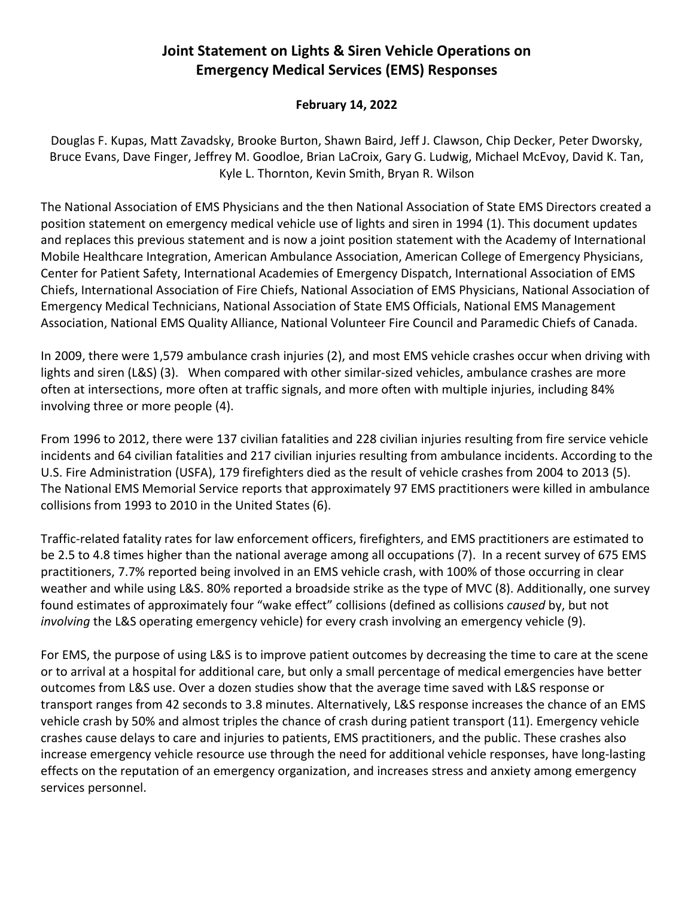# Joint Statement on Lights & Siren Vehicle Operations on Emergency Medical Services (EMS) Responses

**February 14, 2022**

Douglas F. Kupas, Matt Zavadsky, Brooke Burton, Shawn Baird, Jeff J. Clawson, Chip Decker, Peter Dworsky, Bruce Evans, Dave Finger, Jeffrey M. Goodloe, Brian LaCroix, Gary G. Ludwig, Michael McEvoy, David K. Tan, Kyle L. Thornton, Kevin Smith, Bryan R. Wilson

The National Association of EMS Physicians and the then National Association of State EMS Directors created a position statement on emergency medical vehicle use of lights and siren in 1994 (1). This document updates and replaces this previous statement and is now a joint position statement with the Academy of International Mobile Healthcare Integration, American Ambulance Association, American College of Emergency Physicians, Center for Patient Safety, International Academies of Emergency Dispatch, International Association of EMS Chiefs, International Association of Fire Chiefs, National Association of EMS Physicians, National Association of Emergency Medical Technicians, National Association of State EMS Officials, National EMS Management Association, National EMS Quality Alliance, National Volunteer Fire Council and Paramedic Chiefs of Canada.

In 2009, there were 1,579 ambulance crash injuries (2), and most EMS vehicle crashes occur when driving with lights and siren (L&S) (3). When compared with other similar-sized vehicles, ambulance crashes are more often at intersections, more often at traffic signals, and more often with multiple injuries, including 84% involving three or more people (4).

From 1996 to 2012, there were 137 civilian fatalities and 228 civilian injuries resulting from fire service vehicle incidents and 64 civilian fatalities and 217 civilian injuries resulting from ambulance incidents. According to the U.S. Fire Administration (USFA), 179 firefighters died as the result of vehicle crashes from 2004 to 2013 (5). The National EMS Memorial Service reports that approximately 97 EMS practitioners were killed in ambulance collisions from 1993 to 2010 in the United States (6).

Traffic-related fatality rates for law enforcement officers, firefighters, and EMS practitioners are estimated to be 2.5 to 4.8 times higher than the national average among all occupations (7). In a recent survey of 675 EMS practitioners, 7.7% reported being involved in an EMS vehicle crash, with 100% of those occurring in clear weather and while using L&S. 80% reported a broadside strike as the type of MVC (8). Additionally, one survey found estimates of approximately four "wake effect" collisions (defined as collisions *caused* by, but not *involving* the L&S operating emergency vehicle) for every crash involving an emergency vehicle (9).

For EMS, the purpose of using L&S is to improve patient outcomes by decreasing the time to care at the scene or to arrival at a hospital for additional care, but only a small percentage of medical emergencies have better outcomes from L&S use. Over a dozen studies show that the average time saved with L&S response or transport ranges from 42 seconds to 3.8 minutes. Alternatively, L&S response increases the chance of an EMS vehicle crash by 50% and almost triples the chance of crash during patient transport (11). Emergency vehicle crashes cause delays to care and injuries to patients, EMS practitioners, and the public. These crashes also increase emergency vehicle resource use through the need for additional vehicle responses, have long-lasting effects on the reputation of an emergency organization, and increases stress and anxiety among emergency services personnel.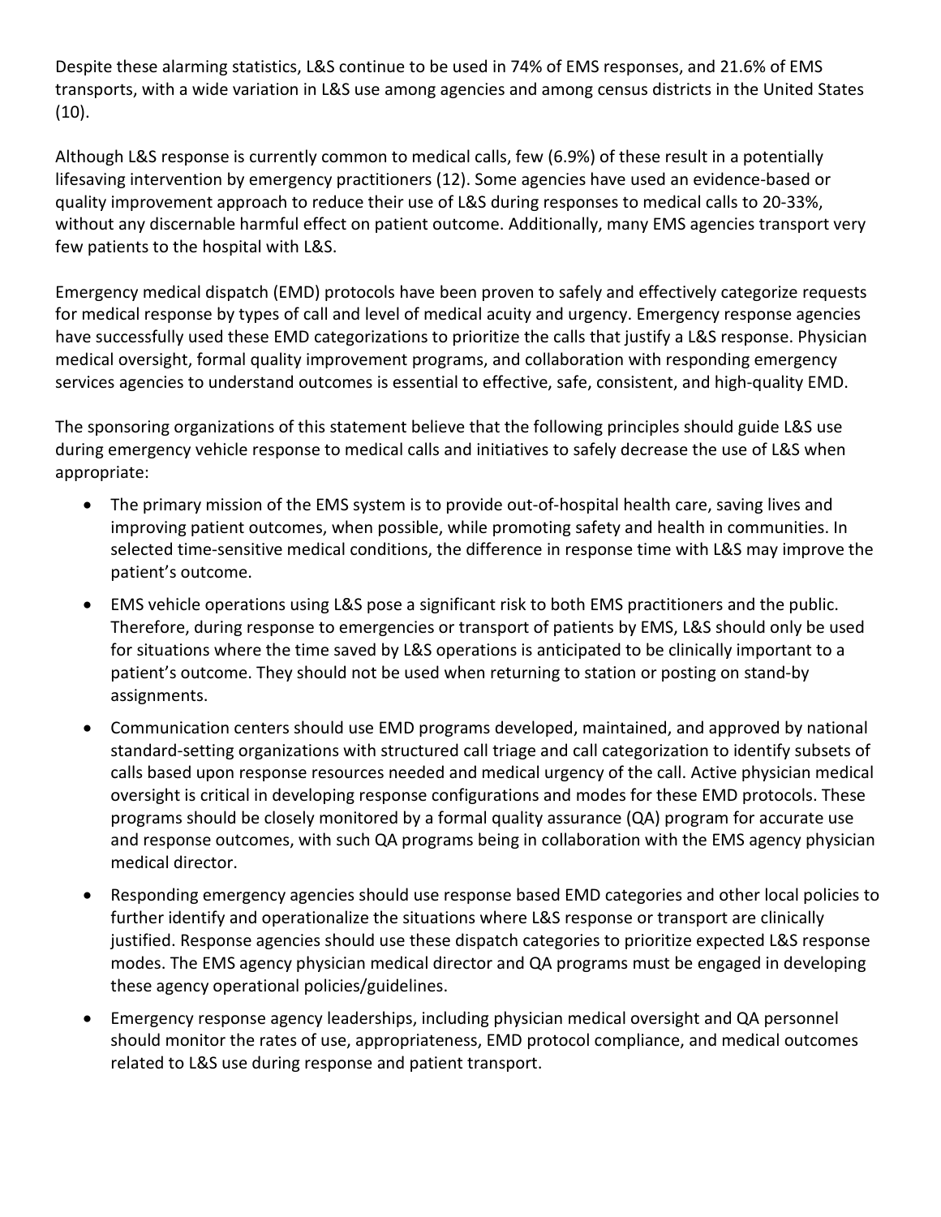Despite these alarming statistics, L&S continue to be used in 74% of EMS responses, and 21.6% of EMS transports, with a wide variation in L&S use among agencies and among census districts in the United States (10).

Although L&S response is currently common to medical calls, few (6.9%) of these result in a potentially lifesaving intervention by emergency practitioners (12). Some agencies have used an evidence-based or quality improvement approach to reduce their use of L&S during responses to medical calls to 20-33%, without any discernable harmful effect on patient outcome. Additionally, many EMS agencies transport very few patients to the hospital with L&S.

Emergency medical dispatch (EMD) protocols have been proven to safely and effectively categorize requests for medical response by types of call and level of medical acuity and urgency. Emergency response agencies have successfully used these EMD categorizations to prioritize the calls that justify a L&S response. Physician medical oversight, formal quality improvement programs, and collaboration with responding emergency services agencies to understand outcomes is essential to effective, safe, consistent, and high-quality EMD.

The sponsoring organizations of this statement believe that the following principles should guide L&S use during emergency vehicle response to medical calls and initiatives to safely decrease the use of L&S when appropriate:

- The primary mission of the EMS system is to provide out-of-hospital health care, saving lives and improving patient outcomes, when possible, while promoting safety and health in communities. In selected time-sensitive medical conditions, the difference in response time with L&S may improve the patient's outcome.
- EMS vehicle operations using L&S pose a significant risk to both EMS practitioners and the public. Therefore, during response to emergencies or transport of patients by EMS, L&S should only be used for situations where the time saved by L&S operations is anticipated to be clinically important to a patient's outcome. They should not be used when returning to station or posting on stand-by assignments.
- Communication centers should use EMD programs developed, maintained, and approved by national standard-setting organizations with structured call triage and call categorization to identify subsets of calls based upon response resources needed and medical urgency of the call. Active physician medical oversight is critical in developing response configurations and modes for these EMD protocols. These programs should be closely monitored by a formal quality assurance (QA) program for accurate use and response outcomes, with such QA programs being in collaboration with the EMS agency physician medical director.
- Responding emergency agencies should use response based EMD categories and other local policies to further identify and operationalize the situations where L&S response or transport are clinically justified. Response agencies should use these dispatch categories to prioritize expected L&S response modes. The EMS agency physician medical director and QA programs must be engaged in developing these agency operational policies/guidelines.
- Emergency response agency leaderships, including physician medical oversight and QA personnel should monitor the rates of use, appropriateness, EMD protocol compliance, and medical outcomes related to L&S use during response and patient transport.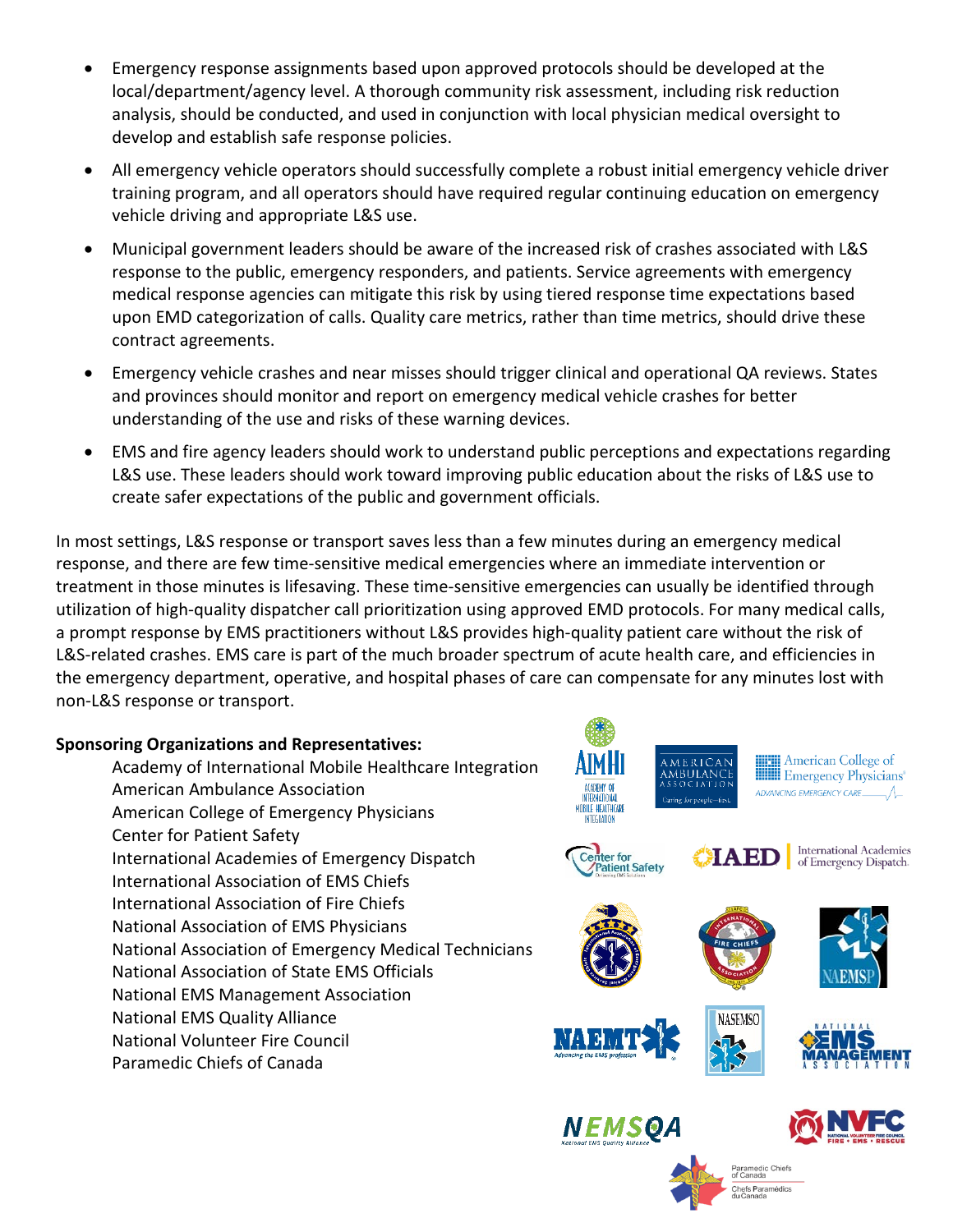- Emergency response assignments based upon approved protocols should be developed at the local/department/agency level. A thorough community risk assessment, including risk reduction analysis, should be conducted, and used in conjunction with local physician medical oversight to develop and establish safe response policies.
- All emergency vehicle operators should successfully complete a robust initial emergency vehicle driver training program, and all operators should have required regular continuing education on emergency vehicle driving and appropriate L&S use.
- Municipal government leaders should be aware of the increased risk of crashes associated with L&S response to the public, emergency responders, and patients. Service agreements with emergency medical response agencies can mitigate this risk by using tiered response time expectations based upon EMD categorization of calls. Quality care metrics, rather than time metrics, should drive these contract agreements.
- Emergency vehicle crashes and near misses should trigger clinical and operational QA reviews. States and provinces should monitor and report on emergency medical vehicle crashes for better understanding of the use and risks of these warning devices.
- EMS and fire agency leaders should work to understand public perceptions and expectations regarding L&S use. These leaders should work toward improving public education about the risks of L&S use to create safer expectations of the public and government officials.

In most settings, L&S response or transport saves less than a few minutes during an emergency medical response, and there are few time-sensitive medical emergencies where an immediate intervention or treatment in those minutes is lifesaving. These time-sensitive emergencies can usually be identified through utilization of high-quality dispatcher call prioritization using approved EMD protocols. For many medical calls, a prompt response by EMS practitioners without L&S provides high-quality patient care without the risk of L&S-related crashes. EMS care is part of the much broader spectrum of acute health care, and efficiencies in the emergency department, operative, and hospital phases of care can compensate for any minutes lost with non-L&S response or transport.

**Sponsoring Organizations and Representatives:**

Academy of International Mobile Healthcare Integration
American Ambulance Association
American College of Emergency Physicians
Center for Patient Safety
International Academies of Emergency Dispatch
International Association of EMS Chiefs
International Association of Fire Chiefs
National Association of EMS Physicians
National Association of Emergency Medical Technicians
National Association of State EMS Officials
National EMS Management Association
National EMS Quality Alliance
National Volunteer Fire Council
Paramedic Chiefs of Canada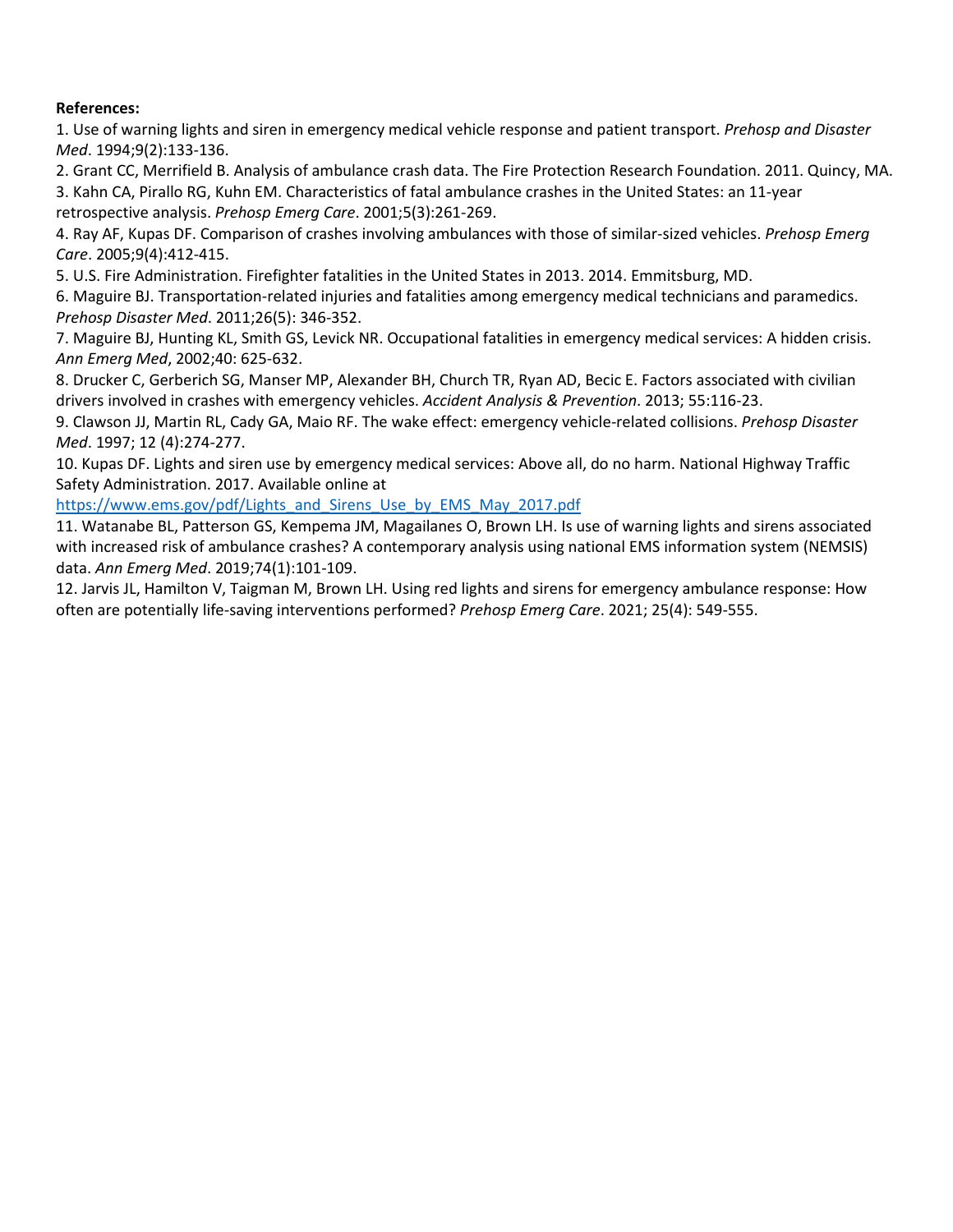**References:**

1. Use of warning lights and siren in emergency medical vehicle response and patient transport. *Prehosp and Disaster Med*. 1994;9(2):133-136.
2. Grant CC, Merrifield B. Analysis of ambulance crash data. The Fire Protection Research Foundation. 2011. Quincy, MA.
3. Kahn CA, Pirallo RG, Kuhn EM. Characteristics of fatal ambulance crashes in the United States: an 11-year retrospective analysis. *Prehosp Emerg Care*. 2001;5(3):261-269.
4. Ray AF, Kupas DF. Comparison of crashes involving ambulances with those of similar-sized vehicles. *Prehosp Emerg Care*. 2005;9(4):412-415.
5. U.S. Fire Administration. Firefighter fatalities in the United States in 2013. 2014. Emmitsburg, MD.
6. Maguire BJ. Transportation-related injuries and fatalities among emergency medical technicians and paramedics. *Prehosp Disaster Med*. 2011;26(5): 346-352.
7. Maguire BJ, Hunting KL, Smith GS, Levick NR. Occupational fatalities in emergency medical services: A hidden crisis. *Ann Emerg Med*, 2002;40: 625-632.
8. Drucker C, Gerberich SG, Manser MP, Alexander BH, Church TR, Ryan AD, Becic E. Factors associated with civilian drivers involved in crashes with emergency vehicles. *Accident Analysis & Prevention*. 2013; 55:116-23.
9. Clawson JJ, Martin RL, Cady GA, Maio RF. The wake effect: emergency vehicle-related collisions. *Prehosp Disaster Med*. 1997; 12 (4):274-277.
10. Kupas DF. Lights and siren use by emergency medical services: Above all, do no harm. National Highway Traffic Safety Administration. 2017. Available online at [https://www.ems.gov/pdf/Lights_and_Sirens_Use_by_EMS_May_2017.pdf](https://www.ems.gov/pdf/Lights_and_Sirens_Use_by_EMS_May_2017.pdf)
11. Watanabe BL, Patterson GS, Kempema JM, Magailanes O, Brown LH. Is use of warning lights and sirens associated with increased risk of ambulance crashes? A contemporary analysis using national EMS information system (NEMSIS) data. *Ann Emerg Med*. 2019;74(1):101-109.
12. Jarvis JL, Hamilton V, Taigman M, Brown LH. Using red lights and sirens for emergency ambulance response: How often are potentially life-saving interventions performed? *Prehosp Emerg Care*. 2021; 25(4): 549-555.